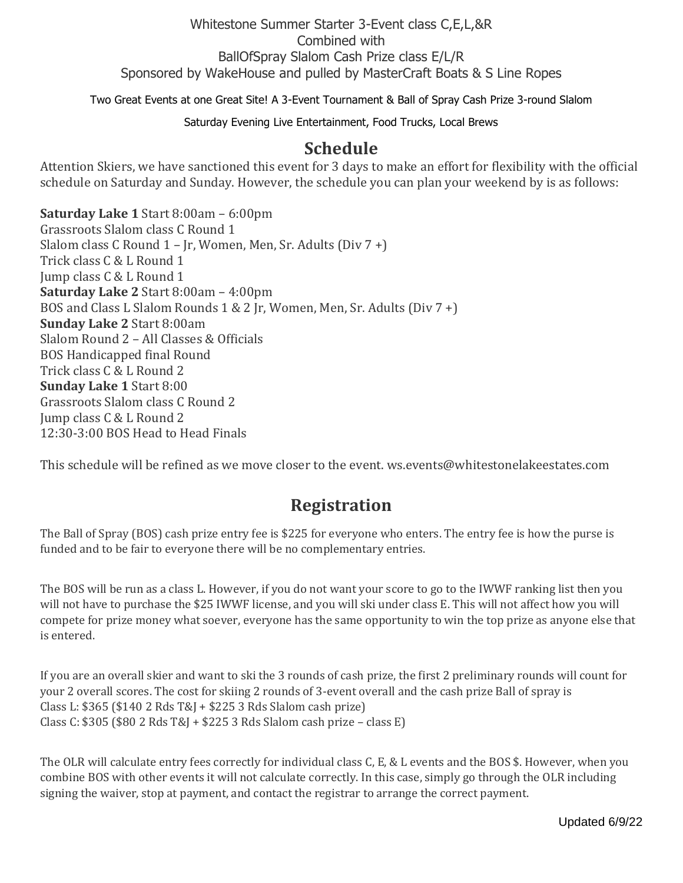Whitestone Summer Starter 3-Event class C,E,L,&R
Combined with
BallOfSpray Slalom Cash Prize class E/L/R
Sponsored by WakeHouse and pulled by MasterCraft Boats & S Line Ropes

Two Great Events at one Great Site! A 3-Event Tournament & Ball of Spray Cash Prize 3-round Slalom

Saturday Evening Live Entertainment, Food Trucks, Local Brews

## Schedule

Attention Skiers, we have sanctioned this event for 3 days to make an effort for flexibility with the official schedule on Saturday and Sunday. However, the schedule you can plan your weekend by is as follows:

**Saturday Lake 1** Start 8:00am – 6:00pm
Grassroots Slalom class C Round 1
Slalom class C Round 1 – Jr, Women, Men, Sr. Adults (Div 7 +)
Trick class C & L Round 1
Jump class C & L Round 1
**Saturday Lake 2** Start 8:00am – 4:00pm
BOS and Class L Slalom Rounds 1 & 2 Jr, Women, Men, Sr. Adults (Div 7 +)
**Sunday Lake 2** Start 8:00am
Slalom Round 2 – All Classes & Officials
BOS Handicapped final Round
Trick class C & L Round 2
**Sunday Lake 1** Start 8:00
Grassroots Slalom class C Round 2
Jump class C & L Round 2
12:30-3:00 BOS Head to Head Finals

This schedule will be refined as we move closer to the event. ws.events@whitestonelakeestates.com

## Registration

The Ball of Spray (BOS) cash prize entry fee is $225 for everyone who enters. The entry fee is how the purse is funded and to be fair to everyone there will be no complementary entries.

The BOS will be run as a class L. However, if you do not want your score to go to the IWWF ranking list then you will not have to purchase the $25 IWWF license, and you will ski under class E. This will not affect how you will compete for prize money what soever, everyone has the same opportunity to win the top prize as anyone else that is entered.

If you are an overall skier and want to ski the 3 rounds of cash prize, the first 2 preliminary rounds will count for your 2 overall scores. The cost for skiing 2 rounds of 3-event overall and the cash prize Ball of spray is
Class L: $365 ($140 2 Rds T&J + $225 3 Rds Slalom cash prize)
Class C: $305 ($80 2 Rds T&J + $225 3 Rds Slalom cash prize – class E)

The OLR will calculate entry fees correctly for individual class C, E, & L events and the BOS $. However, when you combine BOS with other events it will not calculate correctly. In this case, simply go through the OLR including signing the waiver, stop at payment, and contact the registrar to arrange the correct payment.

Updated 6/9/22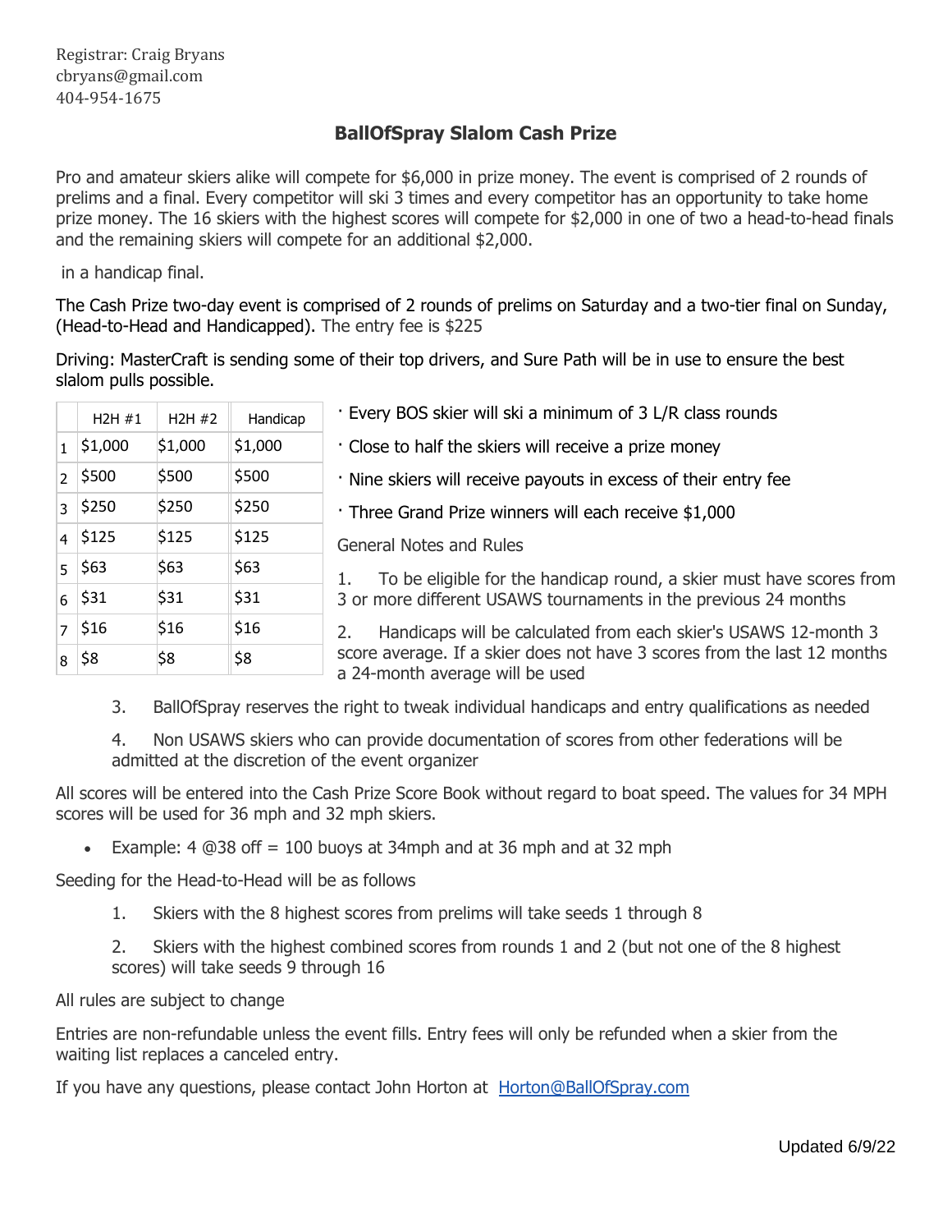Registrar: Craig Bryans
cbryans@gmail.com
404-954-1675

## BallOfSpray Slalom Cash Prize

Pro and amateur skiers alike will compete for $6,000 in prize money. The event is comprised of 2 rounds of prelims and a final. Every competitor will ski 3 times and every competitor has an opportunity to take home prize money. The 16 skiers with the highest scores will compete for $2,000 in one of two a head-to-head finals and the remaining skiers will compete for an additional $2,000.

in a handicap final.

The Cash Prize two-day event is comprised of 2 rounds of prelims on Saturday and a two-tier final on Sunday, (Head-to-Head and Handicapped). The entry fee is $225

Driving: MasterCraft is sending some of their top drivers, and Sure Path will be in use to ensure the best slalom pulls possible.

| | H2H #1 | H2H #2 | Handicap |
|---|---|---|---|
| 1 | $1,000 | $1,000 | $1,000 |
| 2 | $500 | $500 | $500 |
| 3 | $250 | $250 | $250 |
| 4 | $125 | $125 | $125 |
| 5 | $63 | $63 | $63 |
| 6 | $31 | $31 | $31 |
| 7 | $16 | $16 | $16 |
| 8 | $8 | $8 | $8 |

- Every BOS skier will ski a minimum of 3 L/R class rounds
- Close to half the skiers will receive a prize money
- Nine skiers will receive payouts in excess of their entry fee
- Three Grand Prize winners will each receive $1,000

General Notes and Rules

1. To be eligible for the handicap round, a skier must have scores from 3 or more different USAWS tournaments in the previous 24 months
2. Handicaps will be calculated from each skier's USAWS 12-month 3 score average. If a skier does not have 3 scores from the last 12 months a 24-month average will be used
3. BallOfSpray reserves the right to tweak individual handicaps and entry qualifications as needed
4. Non USAWS skiers who can provide documentation of scores from other federations will be admitted at the discretion of the event organizer

All scores will be entered into the Cash Prize Score Book without regard to boat speed. The values for 34 MPH scores will be used for 36 mph and 32 mph skiers.

- Example: 4 @38 off = 100 buoys at 34mph and at 36 mph and at 32 mph

Seeding for the Head-to-Head will be as follows

1. Skiers with the 8 highest scores from prelims will take seeds 1 through 8
2. Skiers with the highest combined scores from rounds 1 and 2 (but not one of the 8 highest scores) will take seeds 9 through 16

All rules are subject to change

Entries are non-refundable unless the event fills. Entry fees will only be refunded when a skier from the waiting list replaces a canceled entry.

If you have any questions, please contact John Horton at [Horton@BallOfSpray.com](mailto:Horton@BallOfSpray.com)

Updated 6/9/22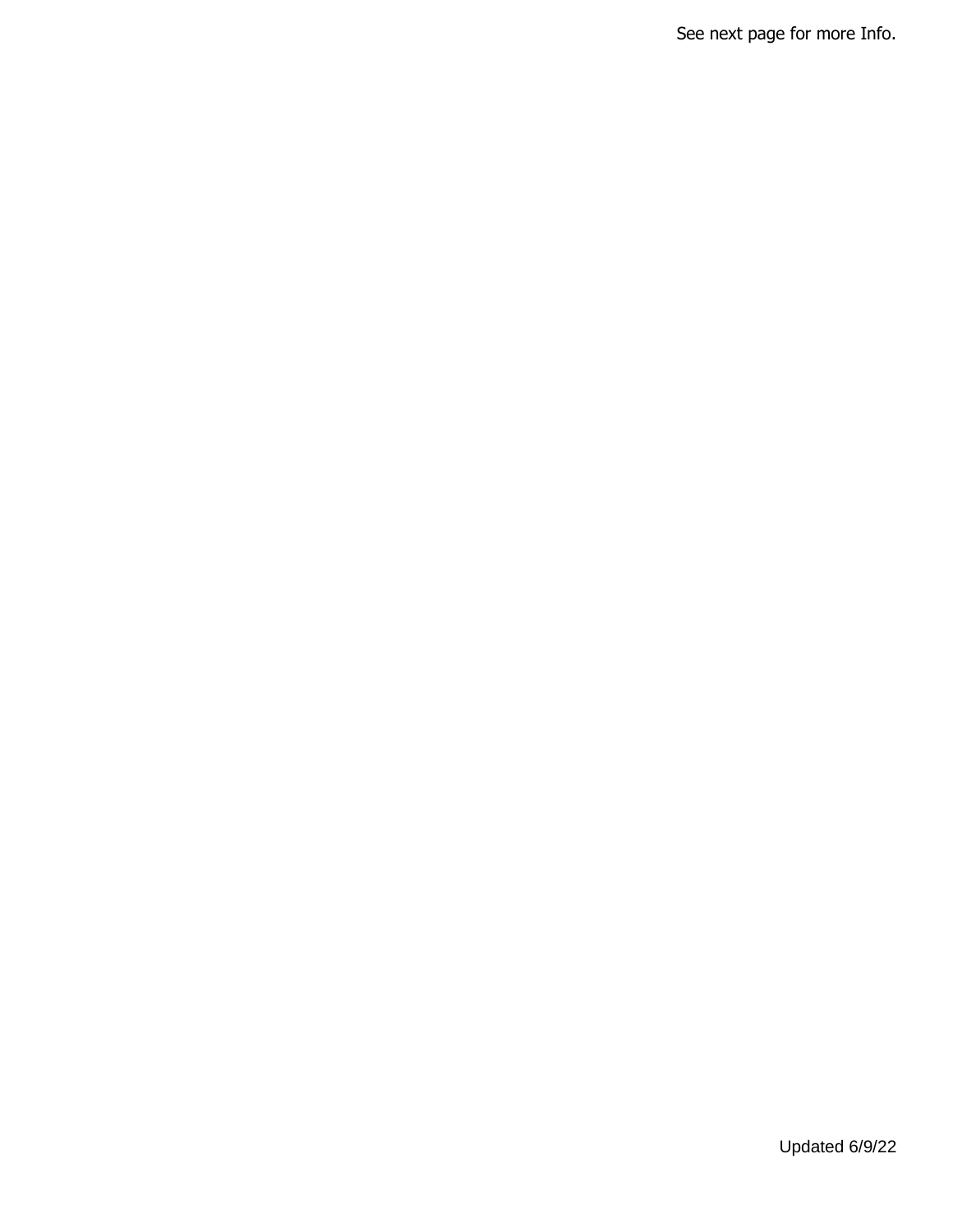See next page for more Info.

Updated 6/9/22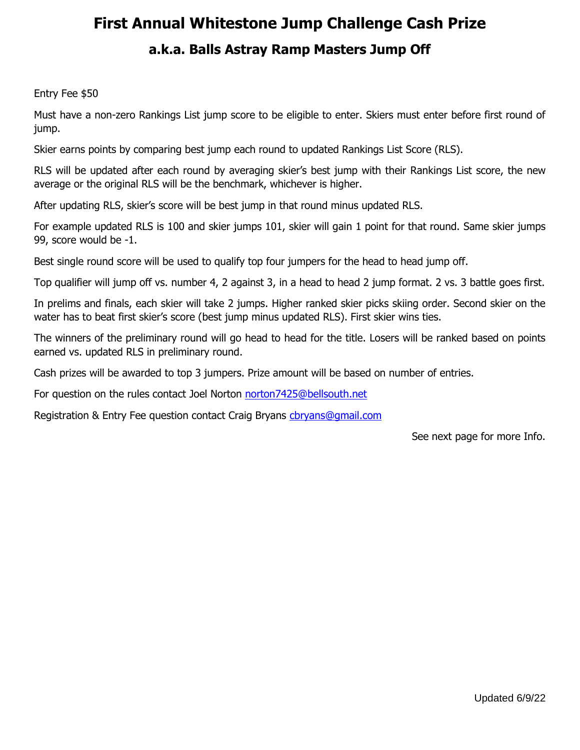# First Annual Whitestone Jump Challenge Cash Prize

## a.k.a. Balls Astray Ramp Masters Jump Off

Entry Fee $50

Must have a non-zero Rankings List jump score to be eligible to enter. Skiers must enter before first round of jump.

Skier earns points by comparing best jump each round to updated Rankings List Score (RLS).

RLS will be updated after each round by averaging skier's best jump with their Rankings List score, the new average or the original RLS will be the benchmark, whichever is higher.

After updating RLS, skier's score will be best jump in that round minus updated RLS.

For example updated RLS is 100 and skier jumps 101, skier will gain 1 point for that round. Same skier jumps 99, score would be -1.

Best single round score will be used to qualify top four jumpers for the head to head jump off.

Top qualifier will jump off vs. number 4, 2 against 3, in a head to head 2 jump format. 2 vs. 3 battle goes first.

In prelims and finals, each skier will take 2 jumps. Higher ranked skier picks skiing order. Second skier on the water has to beat first skier's score (best jump minus updated RLS). First skier wins ties.

The winners of the preliminary round will go head to head for the title. Losers will be ranked based on points earned vs. updated RLS in preliminary round.

Cash prizes will be awarded to top 3 jumpers. Prize amount will be based on number of entries.

For question on the rules contact Joel Norton [norton7425@bellsouth.net](mailto:norton7425@bellsouth.net)

Registration & Entry Fee question contact Craig Bryans [cbryans@gmail.com](mailto:cbryans@gmail.com)

See next page for more Info.

Updated 6/9/22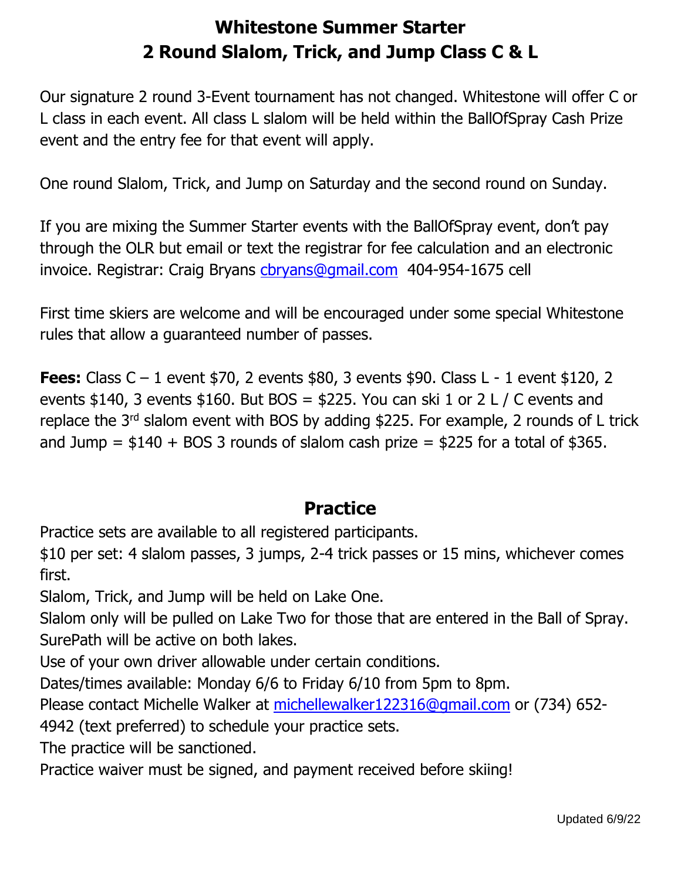# Whitestone Summer Starter
# 2 Round Slalom, Trick, and Jump Class C & L

Our signature 2 round 3-Event tournament has not changed. Whitestone will offer C or L class in each event. All class L slalom will be held within the BallOfSpray Cash Prize event and the entry fee for that event will apply.

One round Slalom, Trick, and Jump on Saturday and the second round on Sunday.

If you are mixing the Summer Starter events with the BallOfSpray event, don't pay through the OLR but email or text the registrar for fee calculation and an electronic invoice. Registrar: Craig Bryans cbryans@gmail.com 404-954-1675 cell

First time skiers are welcome and will be encouraged under some special Whitestone rules that allow a guaranteed number of passes.

**Fees:** Class C – 1 event $70, 2 events $80, 3 events $90. Class L - 1 event $120, 2 events $140, 3 events $160. But BOS = $225. You can ski 1 or 2 L / C events and replace the 3rd slalom event with BOS by adding $225. For example, 2 rounds of L trick and Jump = $140 + BOS 3 rounds of slalom cash prize = $225 for a total of $365.

## Practice

Practice sets are available to all registered participants.

$10 per set: 4 slalom passes, 3 jumps, 2-4 trick passes or 15 mins, whichever comes first.

Slalom, Trick, and Jump will be held on Lake One.

Slalom only will be pulled on Lake Two for those that are entered in the Ball of Spray.

SurePath will be active on both lakes.

Use of your own driver allowable under certain conditions.

Dates/times available: Monday 6/6 to Friday 6/10 from 5pm to 8pm.

Please contact Michelle Walker at michellewalker122316@gmail.com or (734) 652-4942 (text preferred) to schedule your practice sets.

The practice will be sanctioned.

Practice waiver must be signed, and payment received before skiing!

Updated 6/9/22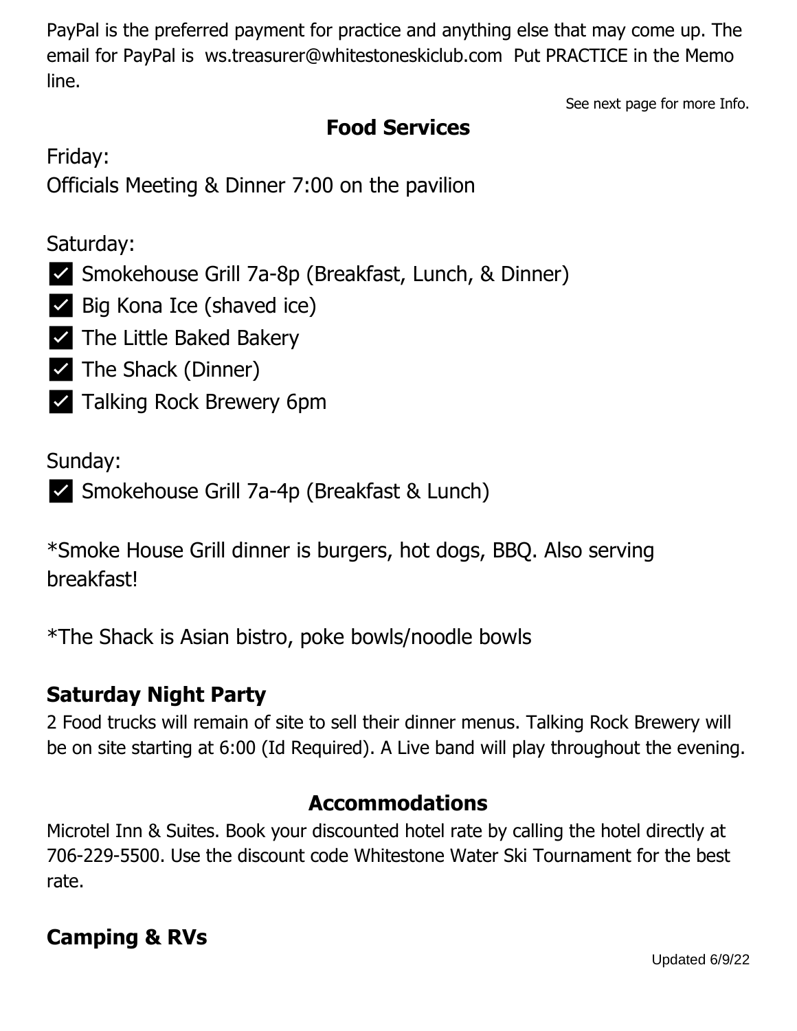PayPal is the preferred payment for practice and anything else that may come up. The email for PayPal is ws.treasurer@whitestoneskiclub.com Put PRACTICE in the Memo line.

See next page for more Info.

## Food Services

Friday:
Officials Meeting & Dinner 7:00 on the pavilion

Saturday:

- ✅ Smokehouse Grill 7a-8p (Breakfast, Lunch, & Dinner)
- ✅ Big Kona Ice (shaved ice)
- ✅ The Little Baked Bakery
- ✅ The Shack (Dinner)
- ✅ Talking Rock Brewery 6pm

Sunday:

- ✅ Smokehouse Grill 7a-4p (Breakfast & Lunch)

*Smoke House Grill dinner is burgers, hot dogs, BBQ. Also serving breakfast!

*The Shack is Asian bistro, poke bowls/noodle bowls

### Saturday Night Party

2 Food trucks will remain of site to sell their dinner menus. Talking Rock Brewery will be on site starting at 6:00 (Id Required). A Live band will play throughout the evening.

## Accommodations

Microtel Inn & Suites. Book your discounted hotel rate by calling the hotel directly at 706-229-5500. Use the discount code Whitestone Water Ski Tournament for the best rate.

### Camping & RVs

Updated 6/9/22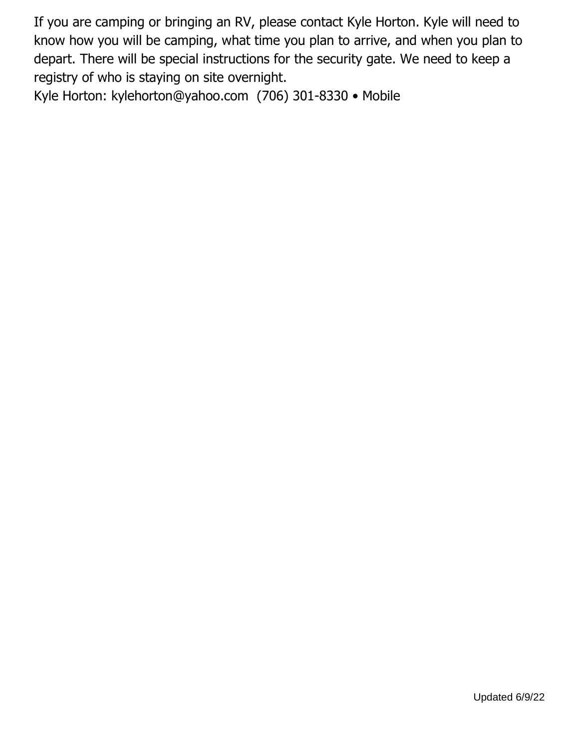If you are camping or bringing an RV, please contact Kyle Horton. Kyle will need to know how you will be camping, what time you plan to arrive, and when you plan to depart. There will be special instructions for the security gate. We need to keep a registry of who is staying on site overnight.
Kyle Horton: kylehorton@yahoo.com  (706) 301-8330 • Mobile

Updated 6/9/22